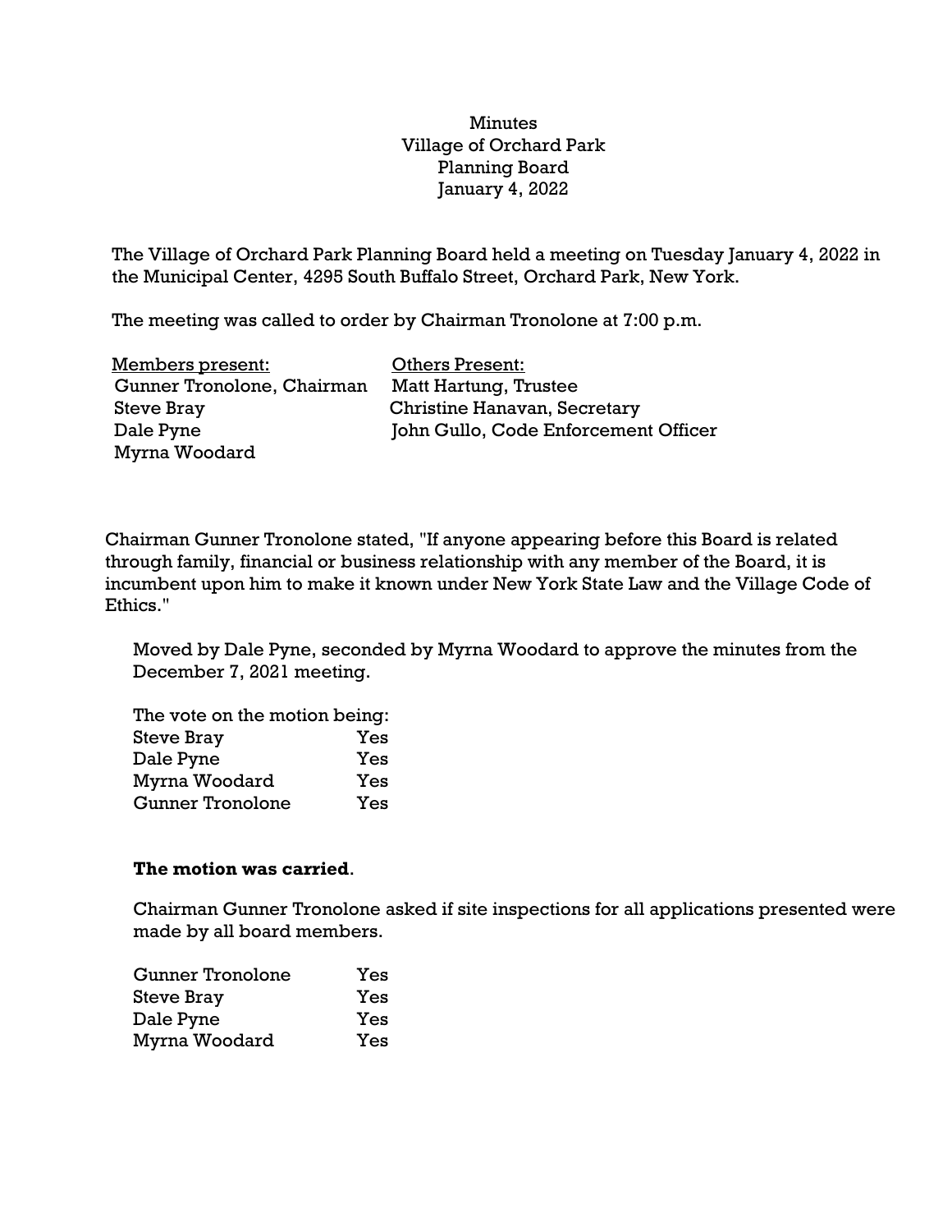Minutes
Village of Orchard Park
Planning Board
January 4, 2022

The Village of Orchard Park Planning Board held a meeting on Tuesday January 4, 2022 in the Municipal Center, 4295 South Buffalo Street, Orchard Park, New York.

The meeting was called to order by Chairman Tronolone at 7:00 p.m.

| Members present: | Others Present: |
|---|---|
| Gunner Tronolone, Chairman | Matt Hartung, Trustee |
| Steve Bray | Christine Hanavan, Secretary |
| Dale Pyne | John Gullo, Code Enforcement Officer |
| Myrna Woodard | |

Chairman Gunner Tronolone stated, "If anyone appearing before this Board is related through family, financial or business relationship with any member of the Board, it is incumbent upon him to make it known under New York State Law and the Village Code of Ethics."

Moved by Dale Pyne, seconded by Myrna Woodard to approve the minutes from the December 7, 2021 meeting.

The vote on the motion being:

| | |
|---|---|
| Steve Bray | Yes |
| Dale Pyne | Yes |
| Myrna Woodard | Yes |
| Gunner Tronolone | Yes |

**The motion was carried**.

Chairman Gunner Tronolone asked if site inspections for all applications presented were made by all board members.

| | |
|---|---|
| Gunner Tronolone | Yes |
| Steve Bray | Yes |
| Dale Pyne | Yes |
| Myrna Woodard | Yes |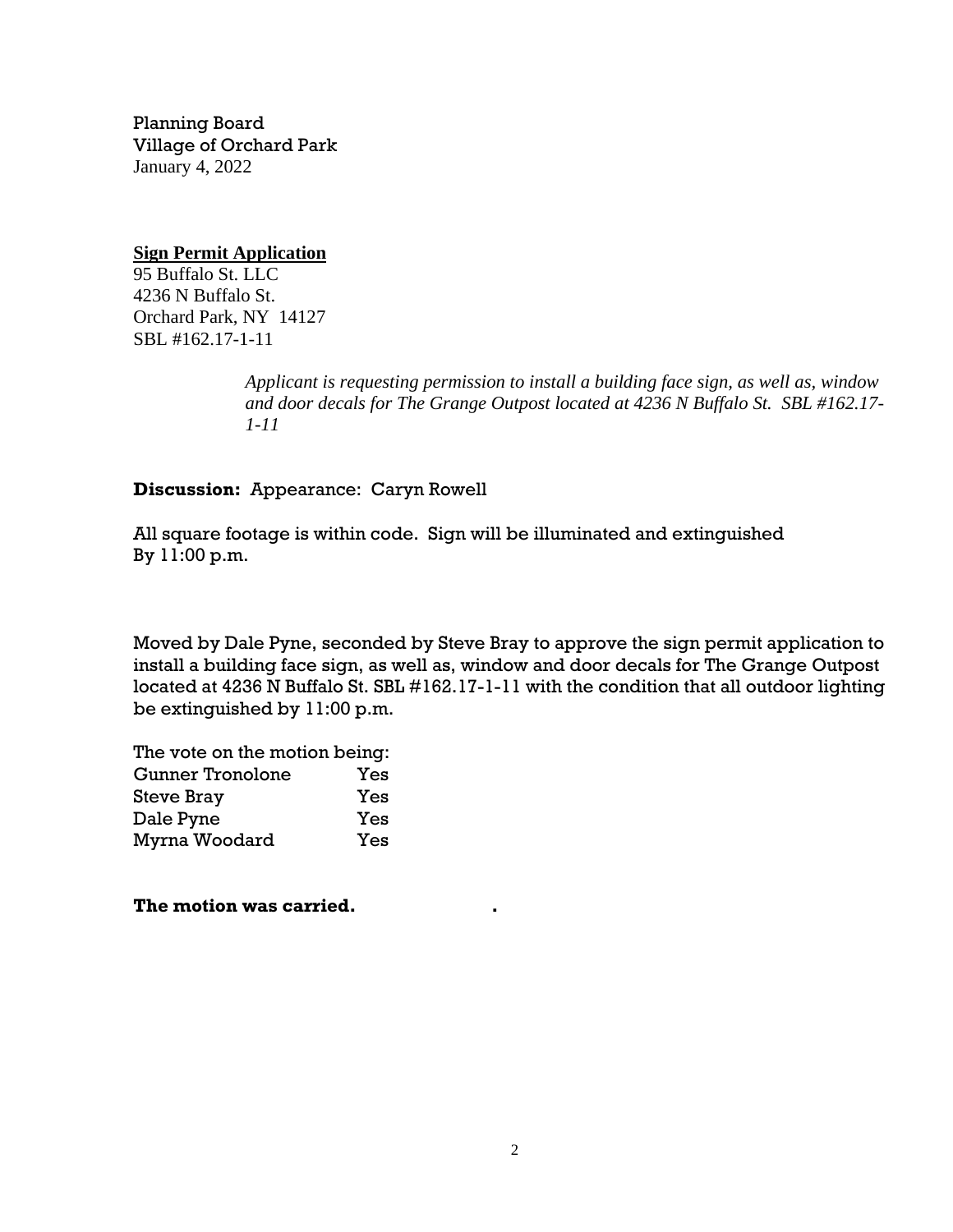Planning Board
Village of Orchard Park
January 4, 2022

**Sign Permit Application**
95 Buffalo St. LLC
4236 N Buffalo St.
Orchard Park, NY 14127
SBL #162.17-1-11

*Applicant is requesting permission to install a building face sign, as well as, window and door decals for The Grange Outpost located at 4236 N Buffalo St. SBL #162.17-1-11*

**Discussion:** Appearance: Caryn Rowell

All square footage is within code. Sign will be illuminated and extinguished By 11:00 p.m.

Moved by Dale Pyne, seconded by Steve Bray to approve the sign permit application to install a building face sign, as well as, window and door decals for The Grange Outpost located at 4236 N Buffalo St. SBL #162.17-1-11 with the condition that all outdoor lighting be extinguished by 11:00 p.m.

The vote on the motion being:

| | |
|---|---|
| Gunner Tronolone | Yes |
| Steve Bray | Yes |
| Dale Pyne | Yes |
| Myrna Woodard | Yes |

**The motion was carried.**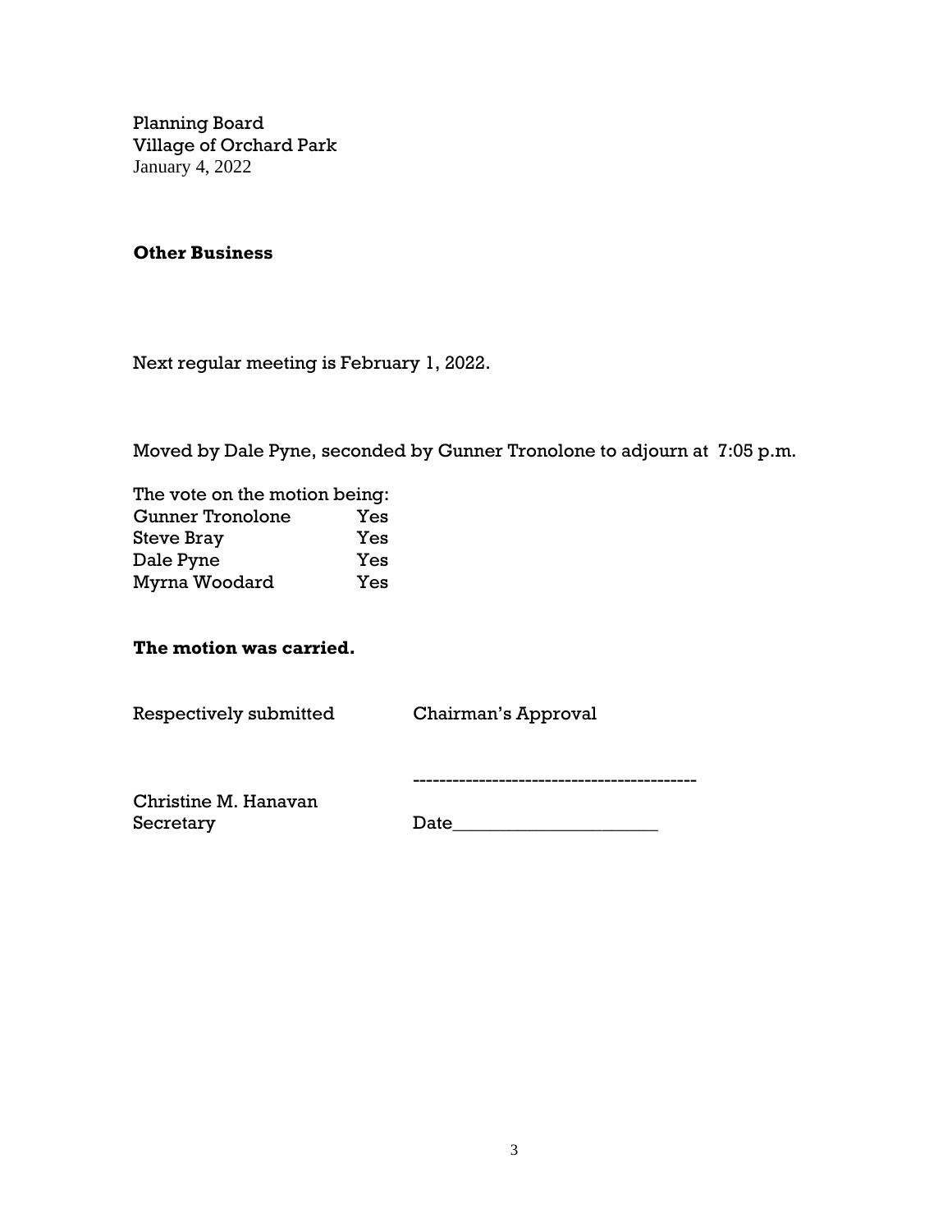Planning Board
Village of Orchard Park
January 4, 2022

**Other Business**

Next regular meeting is February 1, 2022.

Moved by Dale Pyne, seconded by Gunner Tronolone to adjourn at 7:05 p.m.

The vote on the motion being:

| | |
|---|---|
| Gunner Tronolone | Yes |
| Steve Bray | Yes |
| Dale Pyne | Yes |
| Myrna Woodard | Yes |

**The motion was carried.**

Respectively submitted

Christine M. Hanavan
Secretary

Chairman's Approval

-------------------------------------------

Date_____________________